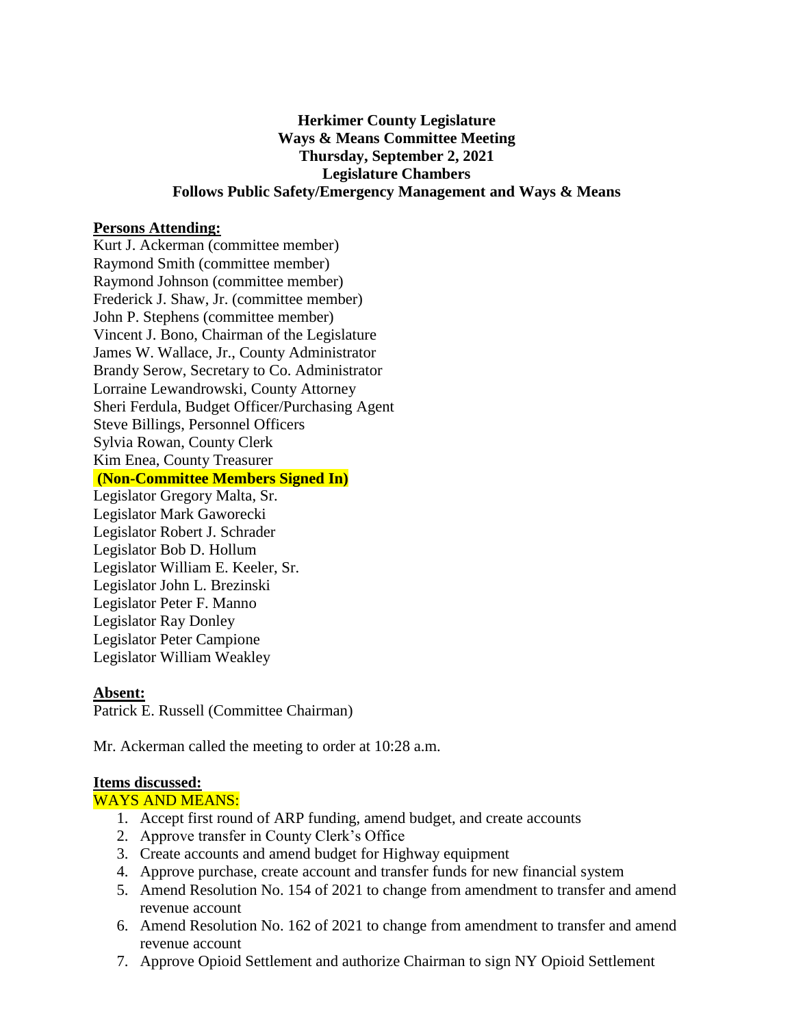**Herkimer County Legislature**
**Ways & Means Committee Meeting**
**Thursday, September 2, 2021**
**Legislature Chambers**
**Follows Public Safety/Emergency Management and Ways & Means**

**Persons Attending:**

Kurt J. Ackerman (committee member)
Raymond Smith (committee member)
Raymond Johnson (committee member)
Frederick J. Shaw, Jr. (committee member)
John P. Stephens (committee member)
Vincent J. Bono, Chairman of the Legislature
James W. Wallace, Jr., County Administrator
Brandy Serow, Secretary to Co. Administrator
Lorraine Lewandrowski, County Attorney
Sheri Ferdula, Budget Officer/Purchasing Agent
Steve Billings, Personnel Officers
Sylvia Rowan, County Clerk
Kim Enea, County Treasurer

**(Non-Committee Members Signed In)**

Legislator Gregory Malta, Sr.
Legislator Mark Gaworecki
Legislator Robert J. Schrader
Legislator Bob D. Hollum
Legislator William E. Keeler, Sr.
Legislator John L. Brezinski
Legislator Peter F. Manno
Legislator Ray Donley
Legislator Peter Campione
Legislator William Weakley

**Absent:**

Patrick E. Russell (Committee Chairman)

Mr. Ackerman called the meeting to order at 10:28 a.m.

**Items discussed:**

WAYS AND MEANS:

1. Accept first round of ARP funding, amend budget, and create accounts
2. Approve transfer in County Clerk's Office
3. Create accounts and amend budget for Highway equipment
4. Approve purchase, create account and transfer funds for new financial system
5. Amend Resolution No. 154 of 2021 to change from amendment to transfer and amend revenue account
6. Amend Resolution No. 162 of 2021 to change from amendment to transfer and amend revenue account
7. Approve Opioid Settlement and authorize Chairman to sign NY Opioid Settlement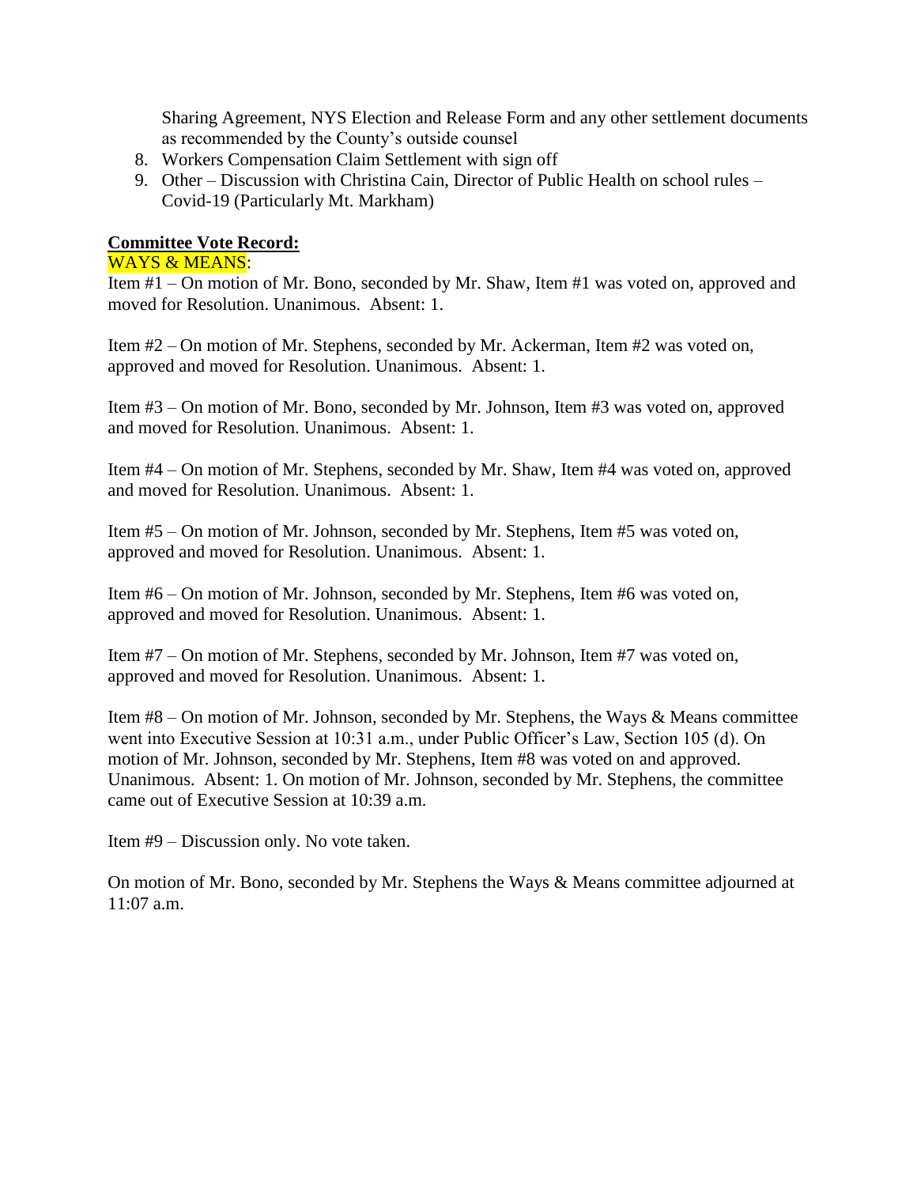Sharing Agreement, NYS Election and Release Form and any other settlement documents as recommended by the County's outside counsel

8. Workers Compensation Claim Settlement with sign off
9. Other – Discussion with Christina Cain, Director of Public Health on school rules – Covid-19 (Particularly Mt. Markham)

**Committee Vote Record:**

WAYS & MEANS:

Item #1 – On motion of Mr. Bono, seconded by Mr. Shaw, Item #1 was voted on, approved and moved for Resolution. Unanimous. Absent: 1.

Item #2 – On motion of Mr. Stephens, seconded by Mr. Ackerman, Item #2 was voted on, approved and moved for Resolution. Unanimous. Absent: 1.

Item #3 – On motion of Mr. Bono, seconded by Mr. Johnson, Item #3 was voted on, approved and moved for Resolution. Unanimous. Absent: 1.

Item #4 – On motion of Mr. Stephens, seconded by Mr. Shaw, Item #4 was voted on, approved and moved for Resolution. Unanimous. Absent: 1.

Item #5 – On motion of Mr. Johnson, seconded by Mr. Stephens, Item #5 was voted on, approved and moved for Resolution. Unanimous. Absent: 1.

Item #6 – On motion of Mr. Johnson, seconded by Mr. Stephens, Item #6 was voted on, approved and moved for Resolution. Unanimous. Absent: 1.

Item #7 – On motion of Mr. Stephens, seconded by Mr. Johnson, Item #7 was voted on, approved and moved for Resolution. Unanimous. Absent: 1.

Item #8 – On motion of Mr. Johnson, seconded by Mr. Stephens, the Ways & Means committee went into Executive Session at 10:31 a.m., under Public Officer's Law, Section 105 (d). On motion of Mr. Johnson, seconded by Mr. Stephens, Item #8 was voted on and approved. Unanimous. Absent: 1. On motion of Mr. Johnson, seconded by Mr. Stephens, the committee came out of Executive Session at 10:39 a.m.

Item #9 – Discussion only. No vote taken.

On motion of Mr. Bono, seconded by Mr. Stephens the Ways & Means committee adjourned at 11:07 a.m.